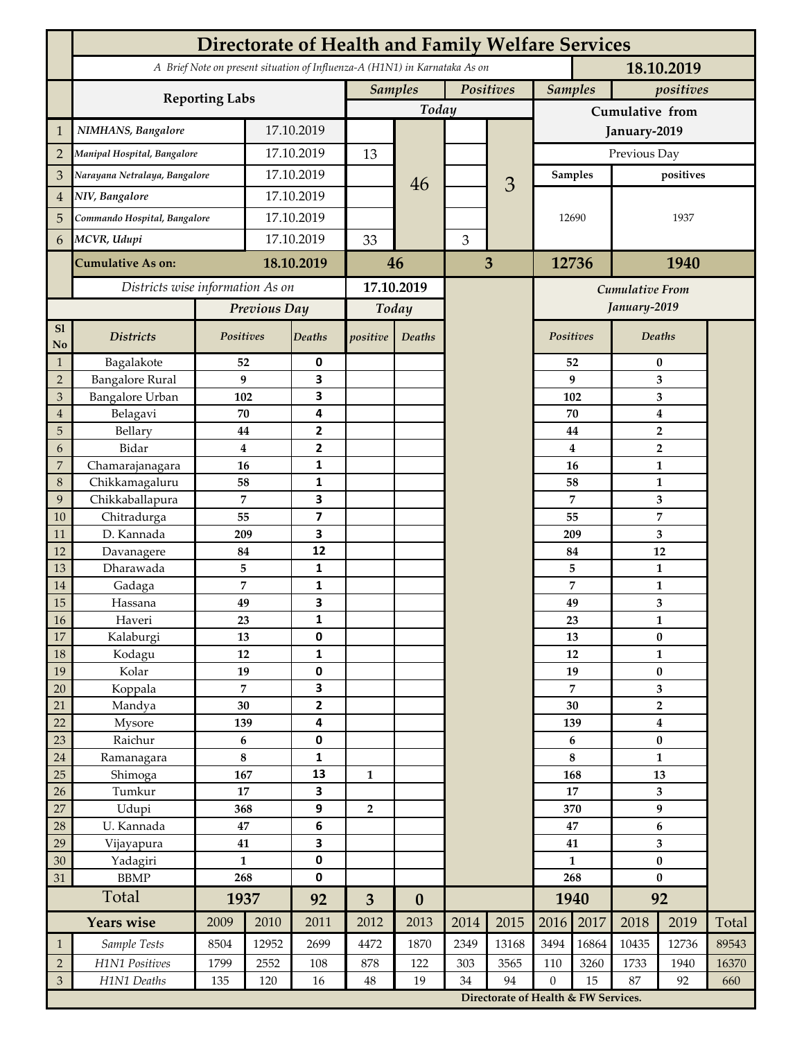# Directorate of Health and Family Welfare Services

*A Brief Note on present situation of Influenza-A (H1N1) in Karnataka As on* **18.10.2019**

| | Reporting Labs | | Samples Today | | Positives Today | | Samples Cumulative from January-2019 (Previous Day) | positives Cumulative from January-2019 (Previous Day) |
|---|---|---|---|---|---|---|---|---|
| 1 | *NIMHANS, Bangalore* | 17.10.2019 | | 46 | | 3 | 12690 | 1937 |
| 2 | *Manipal Hospital, Bangalore* | 17.10.2019 | 13 | | | | | |
| 3 | *Narayana Netralaya, Bangalore* | 17.10.2019 | | | | | | |
| 4 | *NIV, Bangalore* | 17.10.2019 | | | | | | |
| 5 | *Commando Hospital, Bangalore* | 17.10.2019 | | | | | | |
| 6 | *MCVR, Udupi* | 17.10.2019 | 33 | | 3 | | | |
| | **Cumulative As on:** | **18.10.2019** | **46** | | **3** | | **12736** | **1940** |

*Districts wise information As on* **17.10.2019**

| Sl No | Districts | Previous Day Positives | Previous Day Deaths | Today positive | Today Deaths | Cumulative From January-2019 Positives | Cumulative From January-2019 Deaths |
|---|---|---|---|---|---|---|---|
| 1 | Bagalakote | 52 | 0 | | | 52 | 0 |
| 2 | Bangalore Rural | 9 | 3 | | | 9 | 3 |
| 3 | Bangalore Urban | 102 | 3 | | | 102 | 3 |
| 4 | Belagavi | 70 | 4 | | | 70 | 4 |
| 5 | Bellary | 44 | 2 | | | 44 | 2 |
| 6 | Bidar | 4 | 2 | | | 4 | 2 |
| 7 | Chamarajanagara | 16 | 1 | | | 16 | 1 |
| 8 | Chikkamagaluru | 58 | 1 | | | 58 | 1 |
| 9 | Chikkaballapura | 7 | 3 | | | 7 | 3 |
| 10 | Chitradurga | 55 | 7 | | | 55 | 7 |
| 11 | D. Kannada | 209 | 3 | | | 209 | 3 |
| 12 | Davanagere | 84 | 12 | | | 84 | 12 |
| 13 | Dharawada | 5 | 1 | | | 5 | 1 |
| 14 | Gadaga | 7 | 1 | | | 7 | 1 |
| 15 | Hassana | 49 | 3 | | | 49 | 3 |
| 16 | Haveri | 23 | 1 | | | 23 | 1 |
| 17 | Kalaburgi | 13 | 0 | | | 13 | 0 |
| 18 | Kodagu | 12 | 1 | | | 12 | 1 |
| 19 | Kolar | 19 | 0 | | | 19 | 0 |
| 20 | Koppala | 7 | 3 | | | 7 | 3 |
| 21 | Mandya | 30 | 2 | | | 30 | 2 |
| 22 | Mysore | 139 | 4 | | | 139 | 4 |
| 23 | Raichur | 6 | 0 | | | 6 | 0 |
| 24 | Ramanagara | 8 | 1 | | | 8 | 1 |
| 25 | Shimoga | 167 | 13 | 1 | | 168 | 13 |
| 26 | Tumkur | 17 | 3 | | | 17 | 3 |
| 27 | Udupi | 368 | 9 | 2 | | 370 | 9 |
| 28 | U. Kannada | 47 | 6 | | | 47 | 6 |
| 29 | Vijayapura | 41 | 3 | | | 41 | 3 |
| 30 | Yadagiri | 1 | 0 | | | 1 | 0 |
| 31 | BBMP | 268 | 0 | | | 268 | 0 |
| | **Total** | **1937** | **92** | **3** | **0** | **1940** | **92** |

| | Years wise | 2009 | 2010 | 2011 | 2012 | 2013 | 2014 | 2015 | 2016 | 2017 | 2018 | 2019 | Total |
|---|---|---|---|---|---|---|---|---|---|---|---|---|---|
| 1 | *Sample Tests* | 8504 | 12952 | 2699 | 4472 | 1870 | 2349 | 13168 | 3494 | 16864 | 10435 | 12736 | 89543 |
| 2 | *H1N1 Positives* | 1799 | 2552 | 108 | 878 | 122 | 303 | 3565 | 110 | 3260 | 1733 | 1940 | 16370 |
| 3 | *H1N1 Deaths* | 135 | 120 | 16 | 48 | 19 | 34 | 94 | 0 | 15 | 87 | 92 | 660 |

**Directorate of Health & FW Services.**